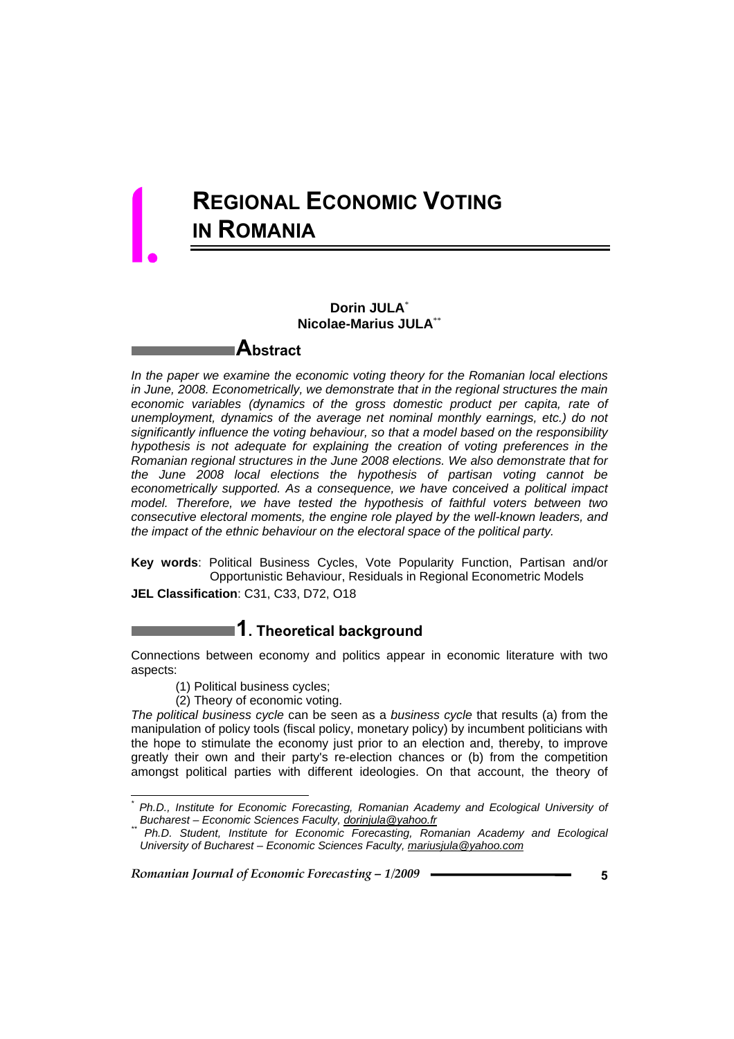# I. REGIONAL ECONOMIC VOTING IN ROMANIA

**Dorin JULA**[*]
**Nicolae-Marius JULA**[**]

## Abstract

*In the paper we examine the economic voting theory for the Romanian local elections in June, 2008. Econometrically, we demonstrate that in the regional structures the main economic variables (dynamics of the gross domestic product per capita, rate of unemployment, dynamics of the average net nominal monthly earnings, etc.) do not significantly influence the voting behaviour, so that a model based on the responsibility hypothesis is not adequate for explaining the creation of voting preferences in the Romanian regional structures in the June 2008 elections. We also demonstrate that for the June 2008 local elections the hypothesis of partisan voting cannot be econometrically supported. As a consequence, we have conceived a political impact model. Therefore, we have tested the hypothesis of faithful voters between two consecutive electoral moments, the engine role played by the well-known leaders, and the impact of the ethnic behaviour on the electoral space of the political party.*

**Key words**: Political Business Cycles, Vote Popularity Function, Partisan and/or Opportunistic Behaviour, Residuals in Regional Econometric Models

**JEL Classification**: C31, C33, D72, O18

## 1. Theoretical background

Connections between economy and politics appear in economic literature with two aspects:

(1) Political business cycles;
(2) Theory of economic voting.

*The political business cycle* can be seen as a *business cycle* that results (a) from the manipulation of policy tools (fiscal policy, monetary policy) by incumbent politicians with the hope to stimulate the economy just prior to an election and, thereby, to improve greatly their own and their party's re-election chances or (b) from the competition amongst political parties with different ideologies. On that account, the theory of

---

[*] *Ph.D., Institute for Economic Forecasting, Romanian Academy and Ecological University of Bucharest – Economic Sciences Faculty, dorinjula@yahoo.fr*

[**] *Ph.D. Student, Institute for Economic Forecasting, Romanian Academy and Ecological University of Bucharest – Economic Sciences Faculty, mariusjula@yahoo.com*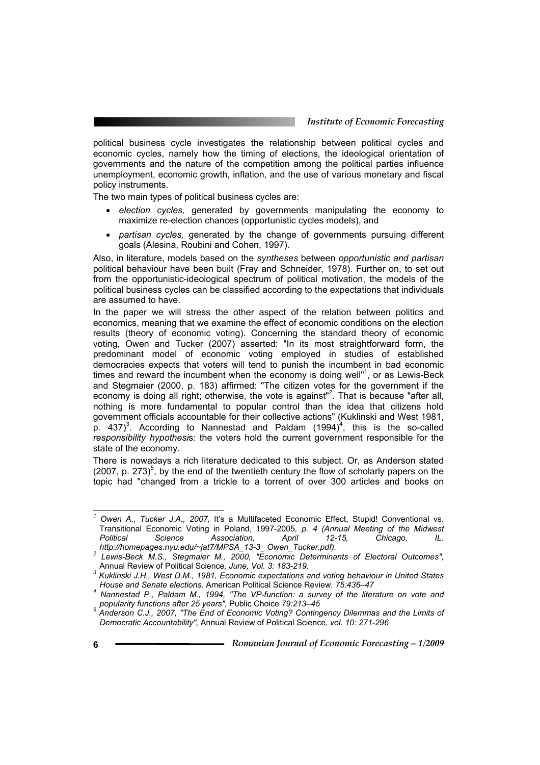political business cycle investigates the relationship between political cycles and economic cycles, namely how the timing of elections, the ideological orientation of governments and the nature of the competition among the political parties influence unemployment, economic growth, inflation, and the use of various monetary and fiscal policy instruments.

The two main types of political business cycles are:

- *election cycles,* generated by governments manipulating the economy to maximize re-election chances (opportunistic cycles models), and
- *partisan cycles,* generated by the change of governments pursuing different goals (Alesina, Roubini and Cohen, 1997).

Also, in literature, models based on the *syntheses* between *opportunistic and partisan* political behaviour have been built (Fray and Schneider, 1978). Further on, to set out from the opportunistic-ideological spectrum of political motivation, the models of the political business cycles can be classified according to the expectations that individuals are assumed to have.

In the paper we will stress the other aspect of the relation between politics and economics, meaning that we examine the effect of economic conditions on the election results (theory of economic voting). Concerning the standard theory of economic voting, Owen and Tucker (2007) asserted: "In its most straightforward form, the predominant model of economic voting employed in studies of established democracies expects that voters will tend to punish the incumbent in bad economic times and reward the incumbent when the economy is doing well"[1], or as Lewis-Beck and Stegmaier (2000, p. 183) affirmed: "The citizen votes for the government if the economy is doing all right; otherwise, the vote is against"[2]. That is because "after all, nothing is more fundamental to popular control than the idea that citizens hold government officials accountable for their collective actions" (Kuklinski and West 1981, p. 437)[3]. According to Nannestad and Paldam (1994)[4], this is the so-called *responsibility hypothesis*: the voters hold the current government responsible for the state of the economy.

There is nowadays a rich literature dedicated to this subject. Or, as Anderson stated (2007, p. 273)[5], by the end of the twentieth century the flow of scholarly papers on the topic had "changed from a trickle to a torrent of over 300 articles and books on

---

[1] *Owen A., Tucker J.A., 2007,* It's a Multifaceted Economic Effect, Stupid! Conventional vs. Transitional Economic Voting in Poland, 1997-2005*, p. 4 (Annual Meeting of the Midwest Political Science Association, April 12-15, Chicago, IL. http://homepages.nyu.edu/~jat7/MPSA_13-3_ Owen_Tucker.pdf).*

[2] *Lewis-Beck M.S., Stegmaier M., 2000, "Economic Determinants of Electoral Outcomes",* Annual Review of Political Science*, June, Vol. 3: 183-219.*

[3] *Kuklinski J.H., West D.M., 1981, Economic expectations and voting behaviour in United States House and Senate elections.* American Political Science Review*. 75:436–47*

[4] *Nannestad P., Paldam M., 1994, "The VP-function: a survey of the literature on vote and popularity functions after 25 years",* Public Choice *79:213–45*

[5] *Anderson C.J., 2007, "The End of Economic Voting? Contingency Dilemmas and the Limits of Democratic Accountability",* Annual Review of Political Science*, vol. 10: 271-296*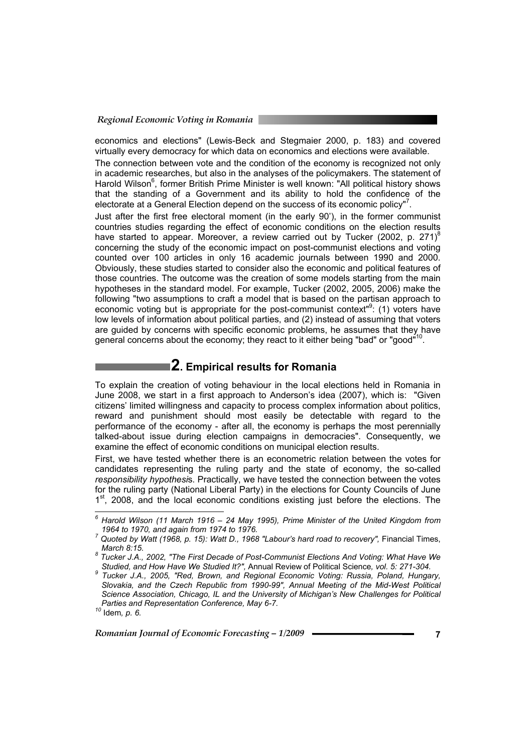economics and elections" (Lewis-Beck and Stegmaier 2000, p. 183) and covered virtually every democracy for which data on economics and elections were available.

The connection between vote and the condition of the economy is recognized not only in academic researches, but also in the analyses of the policymakers. The statement of Harold Wilson[6], former British Prime Minister is well known: "All political history shows that the standing of a Government and its ability to hold the confidence of the electorate at a General Election depend on the success of its economic policy"[7].

Just after the first free electoral moment (in the early 90'), in the former communist countries studies regarding the effect of economic conditions on the election results have started to appear. Moreover, a review carried out by Tucker (2002, p. 271)[8] concerning the study of the economic impact on post-communist elections and voting counted over 100 articles in only 16 academic journals between 1990 and 2000. Obviously, these studies started to consider also the economic and political features of those countries. The outcome was the creation of some models starting from the main hypotheses in the standard model. For example, Tucker (2002, 2005, 2006) make the following "two assumptions to craft a model that is based on the partisan approach to economic voting but is appropriate for the post-communist context"[9]: (1) voters have low levels of information about political parties, and (2) instead of assuming that voters are guided by concerns with specific economic problems, he assumes that they have general concerns about the economy; they react to it either being "bad" or "good"[10].

## 2. Empirical results for Romania

To explain the creation of voting behaviour in the local elections held in Romania in June 2008, we start in a first approach to Anderson's idea (2007), which is: "Given citizens' limited willingness and capacity to process complex information about politics, reward and punishment should most easily be detectable with regard to the performance of the economy - after all, the economy is perhaps the most perennially talked-about issue during election campaigns in democracies". Consequently, we examine the effect of economic conditions on municipal election results.

First, we have tested whether there is an econometric relation between the votes for candidates representing the ruling party and the state of economy, the so-called *responsibility hypothesis*. Practically, we have tested the connection between the votes for the ruling party (National Liberal Party) in the elections for County Councils of June 1st, 2008, and the local economic conditions existing just before the elections. The

---

[6] *Harold Wilson (11 March 1916 – 24 May 1995), Prime Minister of the United Kingdom from 1964 to 1970, and again from 1974 to 1976.*

[7] *Quoted by Watt (1968, p. 15): Watt D., 1968 "Labour's hard road to recovery",* Financial Times, *March 8:15.*

[8] *Tucker J.A., 2002, "The First Decade of Post-Communist Elections And Voting: What Have We Studied, and How Have We Studied It?",* Annual Review of Political Science*, vol. 5: 271-304.*

[9] *Tucker J.A., 2005, "Red, Brown, and Regional Economic Voting: Russia, Poland, Hungary, Slovakia, and the Czech Republic from 1990-99", Annual Meeting of the Mid-West Political Science Association, Chicago, IL and the University of Michigan's New Challenges for Political Parties and Representation Conference, May 6-7.*

[10] Idem*, p. 6.*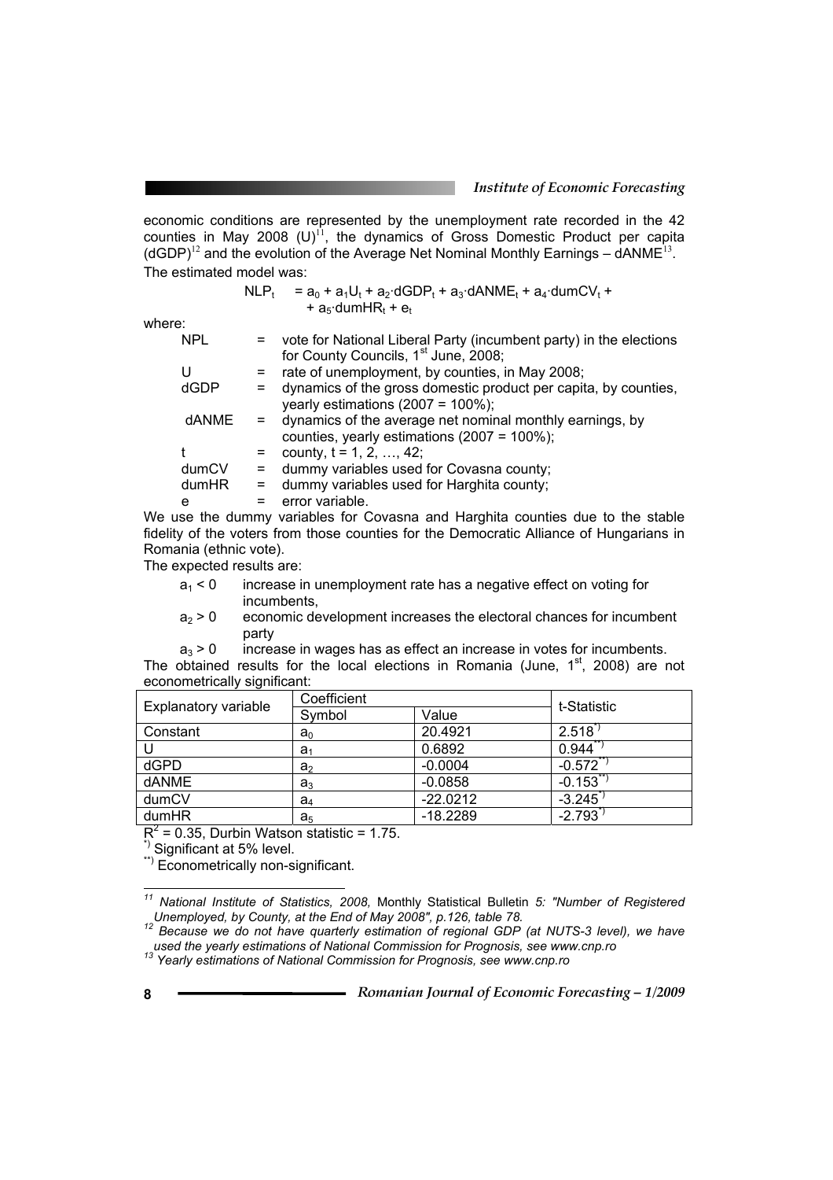economic conditions are represented by the unemployment rate recorded in the 42 counties in May 2008 (U)[11], the dynamics of Gross Domestic Product per capita (dGDP)[12] and the evolution of the Average Net Nominal Monthly Earnings – dANME[13].

The estimated model was:

$$NLP_t = a_0 + a_1U_t + a_2 \cdot dGDP_t + a_3 \cdot dANME_t + a_4 \cdot dumCV_t + a_5 \cdot dumHR_t + e_t$$

where:

- NPL = vote for National Liberal Party (incumbent party) in the elections for County Councils, 1st June, 2008;
- U = rate of unemployment, by counties, in May 2008;
- dGDP = dynamics of the gross domestic product per capita, by counties, yearly estimations (2007 = 100%);
- dANME = dynamics of the average net nominal monthly earnings, by counties, yearly estimations (2007 = 100%);
- t = county, t = 1, 2, …, 42;
- dumCV = dummy variables used for Covasna county;
- dumHR = dummy variables used for Harghita county;
- e = error variable.

We use the dummy variables for Covasna and Harghita counties due to the stable fidelity of the voters from those counties for the Democratic Alliance of Hungarians in Romania (ethnic vote).

The expected results are:

- $a_1 < 0$ increase in unemployment rate has a negative effect on voting for incumbents,
- $a_2 > 0$ economic development increases the electoral chances for incumbent party
- $a_3 > 0$ increase in wages has as effect an increase in votes for incumbents.

The obtained results for the local elections in Romania (June, 1st, 2008) are not econometrically significant:

| Explanatory variable | Coefficient | | t-Statistic |
|---|---|---|---|
| | Symbol | Value | |
| Constant | $a_0$ | 20.4921 | 2.518*) |
| U | $a_1$ | 0.6892 | 0.944**) |
| dGPD | $a_2$ | -0.0004 | -0.572**) |
| dANME | $a_3$ | -0.0858 | -0.153**) |
| dumCV | $a_4$ | -22.0212 | -3.245*) |
| dumHR | $a_5$ | -18.2289 | -2.793*) |

$R^2$ = 0.35, Durbin Watson statistic = 1.75.

*) Significant at 5% level.

**) Econometrically non-significant.

---

[11] *National Institute of Statistics, 2008,* Monthly Statistical Bulletin *5: "Number of Registered Unemployed, by County, at the End of May 2008", p.126, table 78.*

[12] *Because we do not have quarterly estimation of regional GDP (at NUTS-3 level), we have used the yearly estimations of National Commission for Prognosis, see www.cnp.ro*

[13] *Yearly estimations of National Commission for Prognosis, see www.cnp.ro*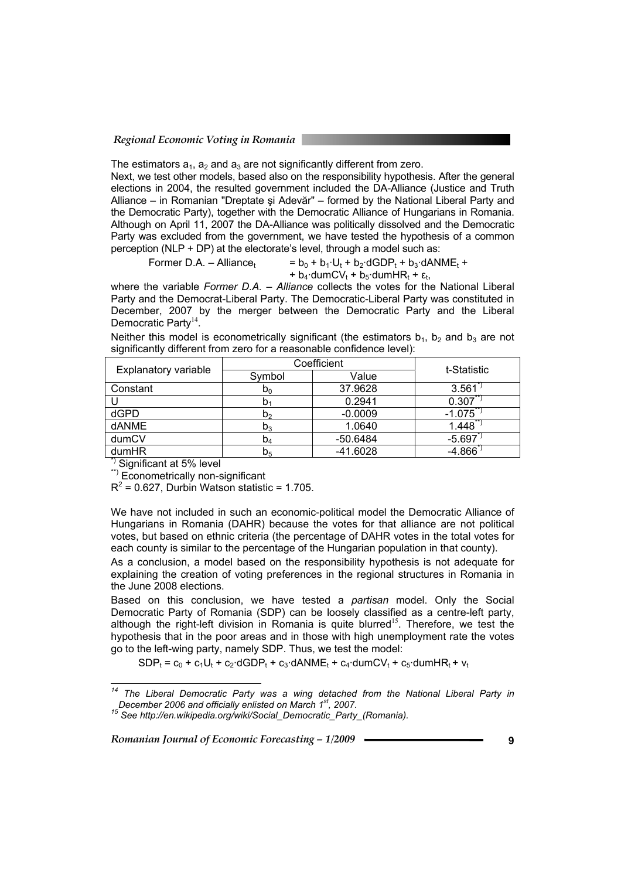The estimators $a_1$, $a_2$ and $a_3$ are not significantly different from zero.

Next, we test other models, based also on the responsibility hypothesis. After the general elections in 2004, the resulted government included the DA-Alliance (Justice and Truth Alliance – in Romanian "Dreptate şi Adevăr" – formed by the National Liberal Party and the Democratic Party), together with the Democratic Alliance of Hungarians in Romania. Although on April 11, 2007 the DA-Alliance was politically dissolved and the Democratic Party was excluded from the government, we have tested the hypothesis of a common perception (NLP + DP) at the electorate's level, through a model such as:

$$\text{Former D.A. – Alliance}_t = b_0 + b_1 \cdot U_t + b_2 \cdot dGDP_t + b_3 \cdot dANME_t + b_4 \cdot dumCV_t + b_5 \cdot dumHR_t + \varepsilon_t,$$

where the variable *Former D.A. – Alliance* collects the votes for the National Liberal Party and the Democrat-Liberal Party. The Democratic-Liberal Party was constituted in December, 2007 by the merger between the Democratic Party and the Liberal Democratic Party[14].

Neither this model is econometrically significant (the estimators $b_1$, $b_2$ and $b_3$ are not significantly different from zero for a reasonable confidence level):

| Explanatory variable | Coefficient | | t-Statistic |
|---|---|---|---|
| | Symbol | Value | |
| Constant | $b_0$ | 37.9628 | 3.561*) |
| U | $b_1$ | 0.2941 | 0.307**) |
| dGPD | $b_2$ | -0.0009 | -1.075**) |
| dANME | $b_3$ | 1.0640 | 1.448**) |
| dumCV | $b_4$ | -50.6484 | -5.697*) |
| dumHR | $b_5$ | -41.6028 | -4.866*) |

*) Significant at 5% level

**) Econometrically non-significant

$R^2 = 0.627$, Durbin Watson statistic = 1.705.

We have not included in such an economic-political model the Democratic Alliance of Hungarians in Romania (DAHR) because the votes for that alliance are not political votes, but based on ethnic criteria (the percentage of DAHR votes in the total votes for each county is similar to the percentage of the Hungarian population in that county).

As a conclusion, a model based on the responsibility hypothesis is not adequate for explaining the creation of voting preferences in the regional structures in Romania in the June 2008 elections.

Based on this conclusion, we have tested a *partisan* model. Only the Social Democratic Party of Romania (SDP) can be loosely classified as a centre-left party, although the right-left division in Romania is quite blurred[15]. Therefore, we test the hypothesis that in the poor areas and in those with high unemployment rate the votes go to the left-wing party, namely SDP. Thus, we test the model:

$$SDP_t = c_0 + c_1 U_t + c_2 \cdot dGDP_t + c_3 \cdot dANME_t + c_4 \cdot dumCV_t + c_5 \cdot dumHR_t + v_t$$

---

[14] *The Liberal Democratic Party was a wing detached from the National Liberal Party in December 2006 and officially enlisted on March 1st, 2007.*

[15] *See http://en.wikipedia.org/wiki/Social_Democratic_Party_(Romania).*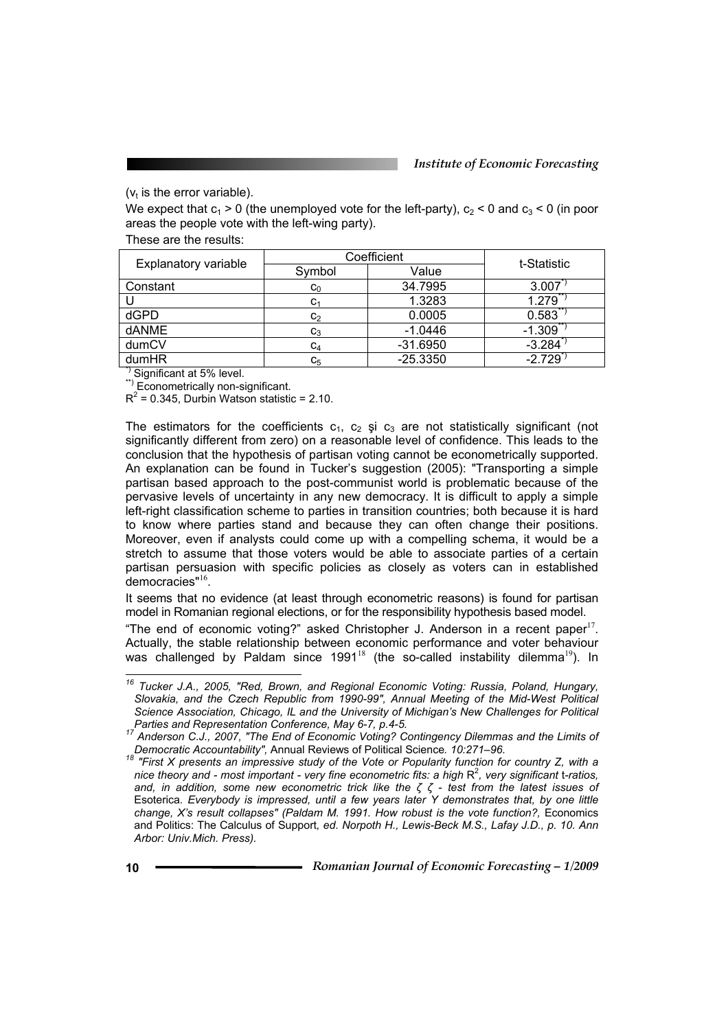($v_t$ is the error variable).

We expect that $c_1 > 0$ (the unemployed vote for the left-party), $c_2 < 0$ and $c_3 < 0$ (in poor areas the people vote with the left-wing party).

These are the results:

| Explanatory variable | Coefficient | | t-Statistic |
|---|---|---|---|
| | Symbol | Value | |
| Constant | $c_0$ | 34.7995 | 3.007*) |
| U | $c_1$ | 1.3283 | 1.279**) |
| dGPD | $c_2$ | 0.0005 | 0.583**) |
| dANME | $c_3$ | -1.0446 | -1.309**) |
| dumCV | $c_4$ | -31.6950 | -3.284*) |
| dumHR | $c_5$ | -25.3350 | -2.729*) |

*) Significant at 5% level.

**) Econometrically non-significant.

$R^2 = 0.345$, Durbin Watson statistic = 2.10.

The estimators for the coefficients $c_1$, $c_2$ şi $c_3$ are not statistically significant (not significantly different from zero) on a reasonable level of confidence. This leads to the conclusion that the hypothesis of partisan voting cannot be econometrically supported. An explanation can be found in Tucker's suggestion (2005): "Transporting a simple partisan based approach to the post-communist world is problematic because of the pervasive levels of uncertainty in any new democracy. It is difficult to apply a simple left-right classification scheme to parties in transition countries; both because it is hard to know where parties stand and because they can often change their positions. Moreover, even if analysts could come up with a compelling schema, it would be a stretch to assume that those voters would be able to associate parties of a certain partisan persuasion with specific policies as closely as voters can in established democracies"[16].

It seems that no evidence (at least through econometric reasons) is found for partisan model in Romanian regional elections, or for the responsibility hypothesis based model.

"The end of economic voting?" asked Christopher J. Anderson in a recent paper[17]. Actually, the stable relationship between economic performance and voter behaviour was challenged by Paldam since 1991[18] (the so-called instability dilemma[19]). In

---

[16] *Tucker J.A., 2005, "Red, Brown, and Regional Economic Voting: Russia, Poland, Hungary, Slovakia, and the Czech Republic from 1990-99", Annual Meeting of the Mid-West Political Science Association, Chicago, IL and the University of Michigan's New Challenges for Political Parties and Representation Conference, May 6-7, p.4-5.*

[17] *Anderson C.J., 2007, "The End of Economic Voting? Contingency Dilemmas and the Limits of Democratic Accountability",* Annual Reviews of Political Science*. 10:271–96.*

[18] *"First X presents an impressive study of the Vote or Popularity function for country Z, with a nice theory and - most important - very fine econometric fits: a high* $R^2$*, very significant* t*-ratios, and, in addition, some new econometric trick like the ζ ζ - test from the latest issues of* Esoterica*. Everybody is impressed, until a few years later Y demonstrates that, by one little change, X's result collapses" (Paldam M. 1991. How robust is the vote function?,* Economics and Politics: The Calculus of Support*, ed. Norpoth H., Lewis-Beck M.S., Lafay J.D., p. 10. Ann Arbor: Univ.Mich. Press).*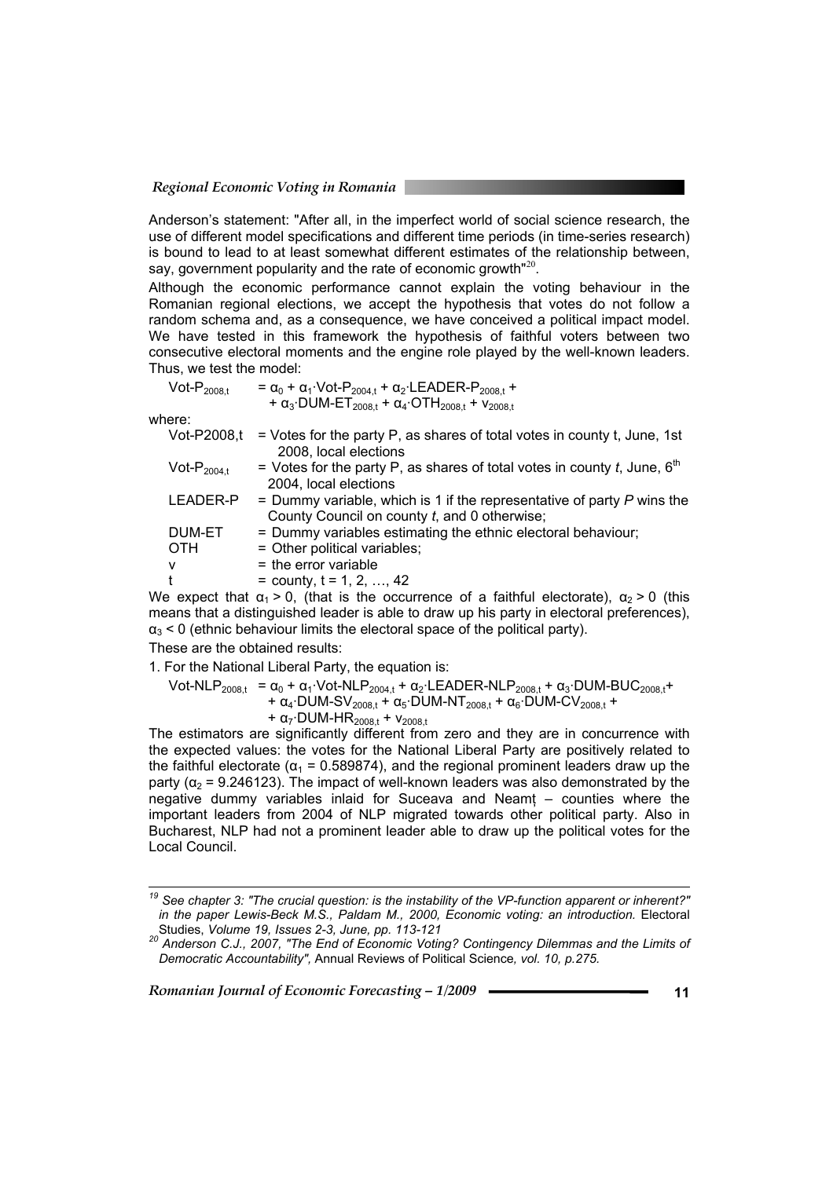Anderson's statement: "After all, in the imperfect world of social science research, the use of different model specifications and different time periods (in time-series research) is bound to lead to at least somewhat different estimates of the relationship between, say, government popularity and the rate of economic growth"[20].

Although the economic performance cannot explain the voting behaviour in the Romanian regional elections, we accept the hypothesis that votes do not follow a random schema and, as a consequence, we have conceived a political impact model. We have tested in this framework the hypothesis of faithful voters between two consecutive electoral moments and the engine role played by the well-known leaders. Thus, we test the model:

$$\text{Vot-P}_{2008,t} = \alpha_0 + \alpha_1 \cdot \text{Vot-P}_{2004,t} + \alpha_2 \cdot \text{LEADER-P}_{2008,t} + \alpha_3 \cdot \text{DUM-ET}_{2008,t} + \alpha_4 \cdot \text{OTH}_{2008,t} + v_{2008,t}$$

where:

- Vot-P2008,t = Votes for the party P, as shares of total votes in county t, June, 1st 2008, local elections
- $\text{Vot-P}_{2004,t}$ = Votes for the party P, as shares of total votes in county *t*, June, 6th 2004, local elections
- LEADER-P = Dummy variable, which is 1 if the representative of party *P* wins the County Council on county *t*, and 0 otherwise;
- DUM-ET = Dummy variables estimating the ethnic electoral behaviour;
- OTH = Other political variables;
- v = the error variable
- t = county, t = 1, 2, …, 42

We expect that $\alpha_1 > 0$, (that is the occurrence of a faithful electorate), $\alpha_2 > 0$ (this means that a distinguished leader is able to draw up his party in electoral preferences), $\alpha_3 < 0$ (ethnic behaviour limits the electoral space of the political party).

These are the obtained results:

1. For the National Liberal Party, the equation is:

$$\text{Vot-NLP}_{2008,t} = \alpha_0 + \alpha_1 \cdot \text{Vot-NLP}_{2004,t} + \alpha_2 \cdot \text{LEADER-NLP}_{2008,t} + \alpha_3 \cdot \text{DUM-BUC}_{2008,t} + \alpha_4 \cdot \text{DUM-SV}_{2008,t} + \alpha_5 \cdot \text{DUM-NT}_{2008,t} + \alpha_6 \cdot \text{DUM-CV}_{2008,t} + \alpha_7 \cdot \text{DUM-HR}_{2008,t} + v_{2008,t}$$

The estimators are significantly different from zero and they are in concurrence with the expected values: the votes for the National Liberal Party are positively related to the faithful electorate ($\alpha_1 = 0.589874$), and the regional prominent leaders draw up the party ($\alpha_2 = 9.246123$). The impact of well-known leaders was also demonstrated by the negative dummy variables inlaid for Suceava and Neamț – counties where the important leaders from 2004 of NLP migrated towards other political party. Also in Bucharest, NLP had not a prominent leader able to draw up the political votes for the Local Council.

---

[19] *See chapter 3: "The crucial question: is the instability of the VP-function apparent or inherent?" in the paper Lewis-Beck M.S., Paldam M., 2000, Economic voting: an introduction.* Electoral Studies, *Volume 19, Issues 2-3, June, pp. 113-121*

[20] *Anderson C.J., 2007, "The End of Economic Voting? Contingency Dilemmas and the Limits of Democratic Accountability",* Annual Reviews of Political Science*, vol. 10, p.275.*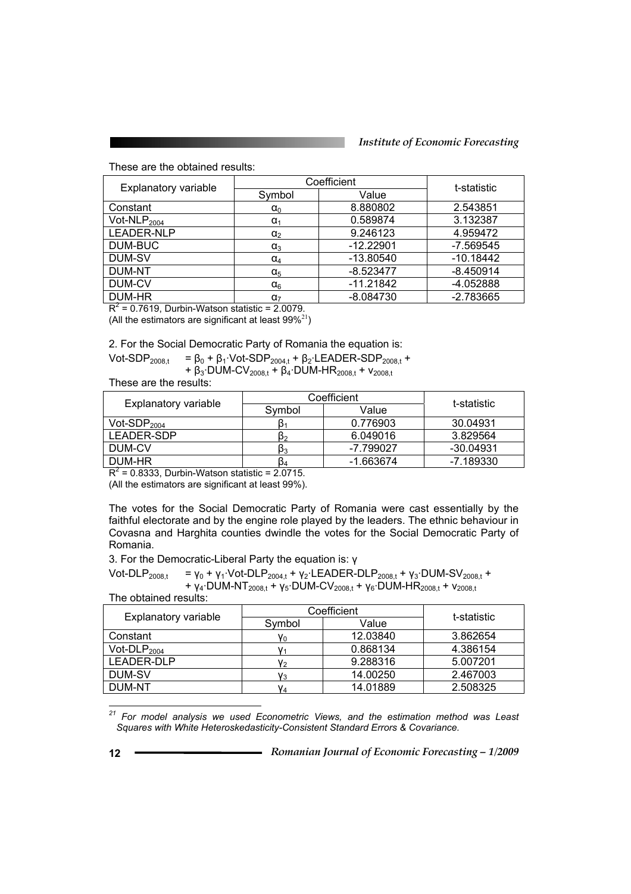These are the obtained results:

| Explanatory variable | Coefficient | | t-statistic |
|---|---|---|---|
| | Symbol | Value | |
| Constant | $\alpha_0$ | 8.880802 | 2.543851 |
| Vot-NLP$_{2004}$ | $\alpha_1$ | 0.589874 | 3.132387 |
| LEADER-NLP | $\alpha_2$ | 9.246123 | 4.959472 |
| DUM-BUC | $\alpha_3$ | -12.22901 | -7.569545 |
| DUM-SV | $\alpha_4$ | -13.80540 | -10.18442 |
| DUM-NT | $\alpha_5$ | -8.523477 | -8.450914 |
| DUM-CV | $\alpha_6$ | -11.21842 | -4.052888 |
| DUM-HR | $\alpha_7$ | -8.084730 | -2.783665 |

$R^2$ = 0.7619, Durbin-Watson statistic = 2.0079.

(All the estimators are significant at least 99%[21])

2. For the Social Democratic Party of Romania the equation is:

$$\text{Vot-SDP}_{2008,t} = \beta_0 + \beta_1 \cdot \text{Vot-SDP}_{2004,t} + \beta_2 \cdot \text{LEADER-SDP}_{2008,t} + \beta_3 \cdot \text{DUM-CV}_{2008,t} + \beta_4 \cdot \text{DUM-HR}_{2008,t} + v_{2008,t}$$

These are the results:

| Explanatory variable | Coefficient | | t-statistic |
|---|---|---|---|
| | Symbol | Value | |
| Vot-SDP$_{2004}$ | $\beta_1$ | 0.776903 | 30.04931 |
| LEADER-SDP | $\beta_2$ | 6.049016 | 3.829564 |
| DUM-CV | $\beta_3$ | -7.799027 | -30.04931 |
| DUM-HR | $\beta_4$ | -1.663674 | -7.189330 |

$R^2$ = 0.8333, Durbin-Watson statistic = 2.0715.

(All the estimators are significant at least 99%).

The votes for the Social Democratic Party of Romania were cast essentially by the faithful electorate and by the engine role played by the leaders. The ethnic behaviour in Covasna and Harghita counties dwindle the votes for the Social Democratic Party of Romania.

3. For the Democratic-Liberal Party the equation is: γ

$$\text{Vot-DLP}_{2008,t} = \gamma_0 + \gamma_1 \cdot \text{Vot-DLP}_{2004,t} + \gamma_2 \cdot \text{LEADER-DLP}_{2008,t} + \gamma_3 \cdot \text{DUM-SV}_{2008,t} + \gamma_4 \cdot \text{DUM-NT}_{2008,t} + \gamma_5 \cdot \text{DUM-CV}_{2008,t} + \gamma_6 \cdot \text{DUM-HR}_{2008,t} + v_{2008,t}$$

The obtained results:

| Explanatory variable | Coefficient | | t-statistic |
|---|---|---|---|
| | Symbol | Value | |
| Constant | $\gamma_0$ | 12.03840 | 3.862654 |
| Vot-DLP$_{2004}$ | $\gamma_1$ | 0.868134 | 4.386154 |
| LEADER-DLP | $\gamma_2$ | 9.288316 | 5.007201 |
| DUM-SV | $\gamma_3$ | 14.00250 | 2.467003 |
| DUM-NT | $\gamma_4$ | 14.01889 | 2.508325 |

[21] *For model analysis we used Econometric Views, and the estimation method was Least Squares with White Heteroskedasticity-Consistent Standard Errors & Covariance.*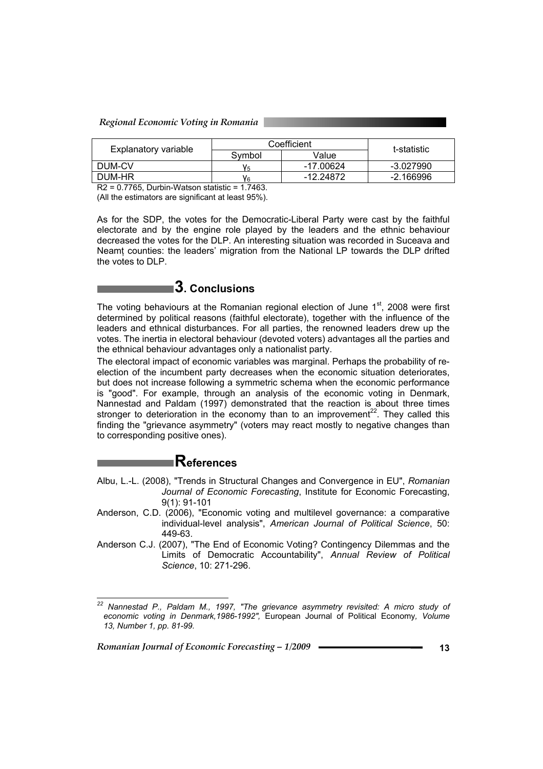| Explanatory variable | Coefficient | | t-statistic |
|---|---|---|---|
| | Symbol | Value | |
| DUM-CV | $\gamma_5$ | -17.00624 | -3.027990 |
| DUM-HR | $\gamma_6$ | -12.24872 | -2.166996 |

$R2 = 0.7765$, Durbin-Watson statistic = 1.7463.

(All the estimators are significant at least 95%).

As for the SDP, the votes for the Democratic-Liberal Party were cast by the faithful electorate and by the engine role played by the leaders and the ethnic behaviour decreased the votes for the DLP. An interesting situation was recorded in Suceava and Neamț counties: the leaders' migration from the National LP towards the DLP drifted the votes to DLP.

## 3. Conclusions

The voting behaviours at the Romanian regional election of June 1st, 2008 were first determined by political reasons (faithful electorate), together with the influence of the leaders and ethnical disturbances. For all parties, the renowned leaders drew up the votes. The inertia in electoral behaviour (devoted voters) advantages all the parties and the ethnical behaviour advantages only a nationalist party.

The electoral impact of economic variables was marginal. Perhaps the probability of re-election of the incumbent party decreases when the economic situation deteriorates, but does not increase following a symmetric schema when the economic performance is "good". For example, through an analysis of the economic voting in Denmark, Nannestad and Paldam (1997) demonstrated that the reaction is about three times stronger to deterioration in the economy than to an improvement[22]. They called this finding the "grievance asymmetry" (voters may react mostly to negative changes than to corresponding positive ones).

## References

Albu, L.-L. (2008), "Trends in Structural Changes and Convergence in EU", *Romanian Journal of Economic Forecasting*, Institute for Economic Forecasting, 9(1): 91-101

Anderson, C.D. (2006), "Economic voting and multilevel governance: a comparative individual-level analysis", *American Journal of Political Science*, 50: 449-63.

Anderson C.J. (2007), "The End of Economic Voting? Contingency Dilemmas and the Limits of Democratic Accountability", *Annual Review of Political Science*, 10: 271-296.

---

[22] *Nannestad P., Paldam M., 1997, "The grievance asymmetry revisited: A micro study of economic voting in Denmark,1986-1992",* European Journal of Political Economy*, Volume 13, Number 1, pp. 81-99.*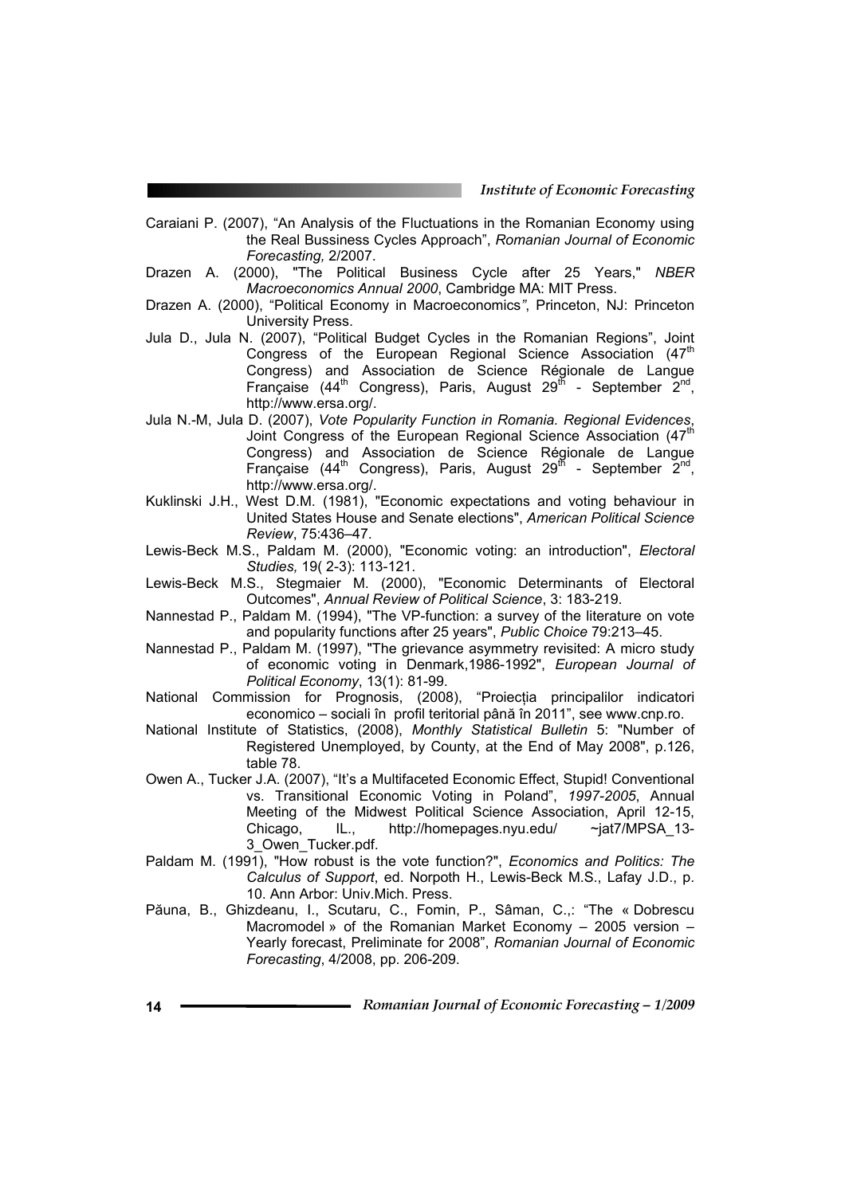Caraiani P. (2007), "An Analysis of the Fluctuations in the Romanian Economy using the Real Bussiness Cycles Approach", *Romanian Journal of Economic Forecasting,* 2/2007.

Drazen A. (2000), "The Political Business Cycle after 25 Years," *NBER Macroeconomics Annual 2000*, Cambridge MA: MIT Press.

Drazen A. (2000), "Political Economy in Macroeconomics*"*, Princeton, NJ: Princeton University Press.

Jula D., Jula N. (2007), "Political Budget Cycles in the Romanian Regions", Joint Congress of the European Regional Science Association (47th Congress) and Association de Science Régionale de Langue Française (44th Congress), Paris, August 29th - September 2nd, http://www.ersa.org/.

Jula N.-M, Jula D. (2007), *Vote Popularity Function in Romania. Regional Evidences*, Joint Congress of the European Regional Science Association (47th Congress) and Association de Science Régionale de Langue Française (44th Congress), Paris, August 29th - September 2nd, http://www.ersa.org/.

Kuklinski J.H., West D.M. (1981), "Economic expectations and voting behaviour in United States House and Senate elections", *American Political Science Review*, 75:436–47.

Lewis-Beck M.S., Paldam M. (2000), "Economic voting: an introduction", *Electoral Studies,* 19( 2-3): 113-121.

Lewis-Beck M.S., Stegmaier M. (2000), "Economic Determinants of Electoral Outcomes", *Annual Review of Political Science*, 3: 183-219.

Nannestad P., Paldam M. (1994), "The VP-function: a survey of the literature on vote and popularity functions after 25 years", *Public Choice* 79:213–45.

Nannestad P., Paldam M. (1997), "The grievance asymmetry revisited: A micro study of economic voting in Denmark,1986-1992", *European Journal of Political Economy*, 13(1): 81-99.

National Commission for Prognosis, (2008), "Proiecția principalilor indicatori economico – sociali în profil teritorial până în 2011", see www.cnp.ro.

National Institute of Statistics, (2008), *Monthly Statistical Bulletin* 5: "Number of Registered Unemployed, by County, at the End of May 2008", p.126, table 78.

Owen A., Tucker J.A. (2007), "It's a Multifaceted Economic Effect, Stupid! Conventional vs. Transitional Economic Voting in Poland", *1997-2005*, Annual Meeting of the Midwest Political Science Association, April 12-15, Chicago, IL., http://homepages.nyu.edu/ ~jat7/MPSA_13-3_Owen_Tucker.pdf.

Paldam M. (1991), "How robust is the vote function?", *Economics and Politics: The Calculus of Support*, ed. Norpoth H., Lewis-Beck M.S., Lafay J.D., p. 10. Ann Arbor: Univ.Mich. Press.

Păuna, B., Ghizdeanu, I., Scutaru, C., Fomin, P., Sâman, C.,: "The « Dobrescu Macromodel » of the Romanian Market Economy – 2005 version – Yearly forecast, Preliminate for 2008", *Romanian Journal of Economic Forecasting*, 4/2008, pp. 206-209.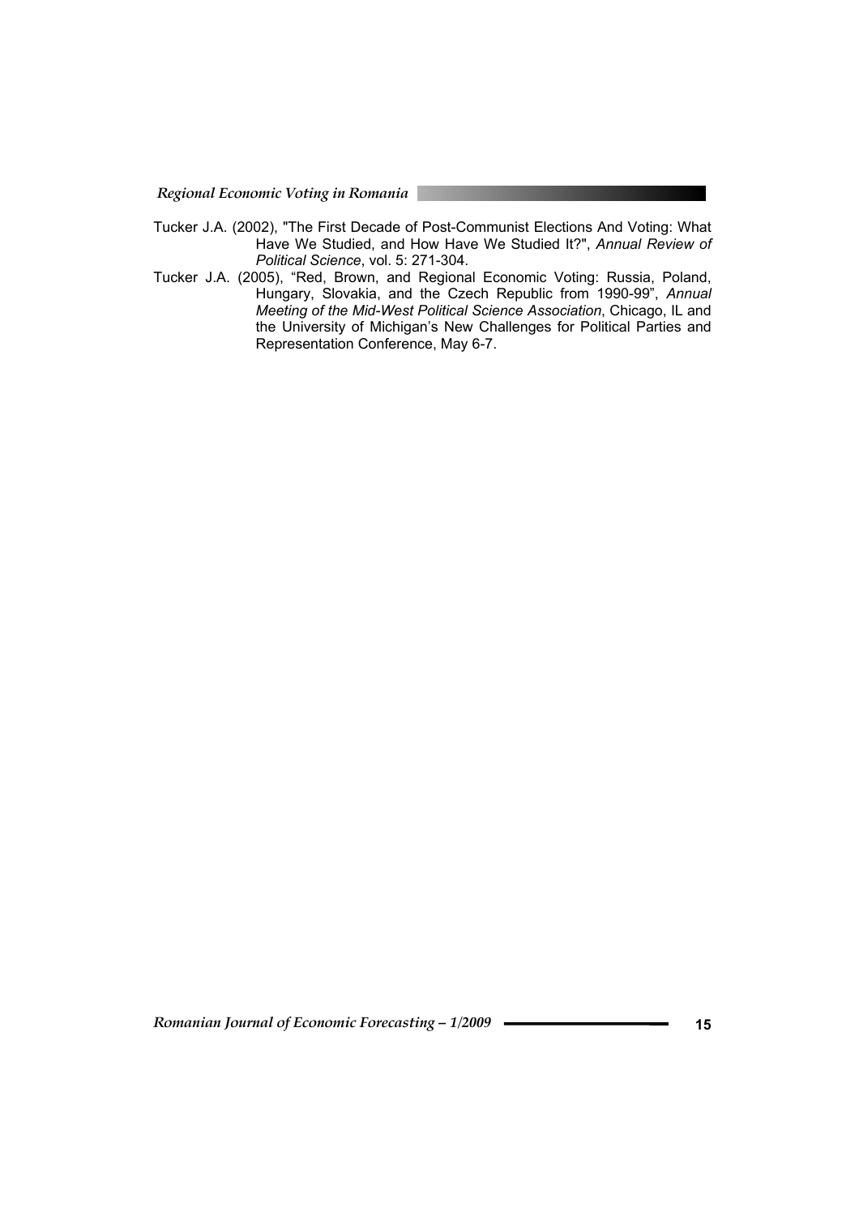Tucker J.A. (2002), "The First Decade of Post-Communist Elections And Voting: What Have We Studied, and How Have We Studied It?", *Annual Review of Political Science*, vol. 5: 271-304.

Tucker J.A. (2005), “Red, Brown, and Regional Economic Voting: Russia, Poland, Hungary, Slovakia, and the Czech Republic from 1990-99”, *Annual Meeting of the Mid-West Political Science Association*, Chicago, IL and the University of Michigan’s New Challenges for Political Parties and Representation Conference, May 6-7.